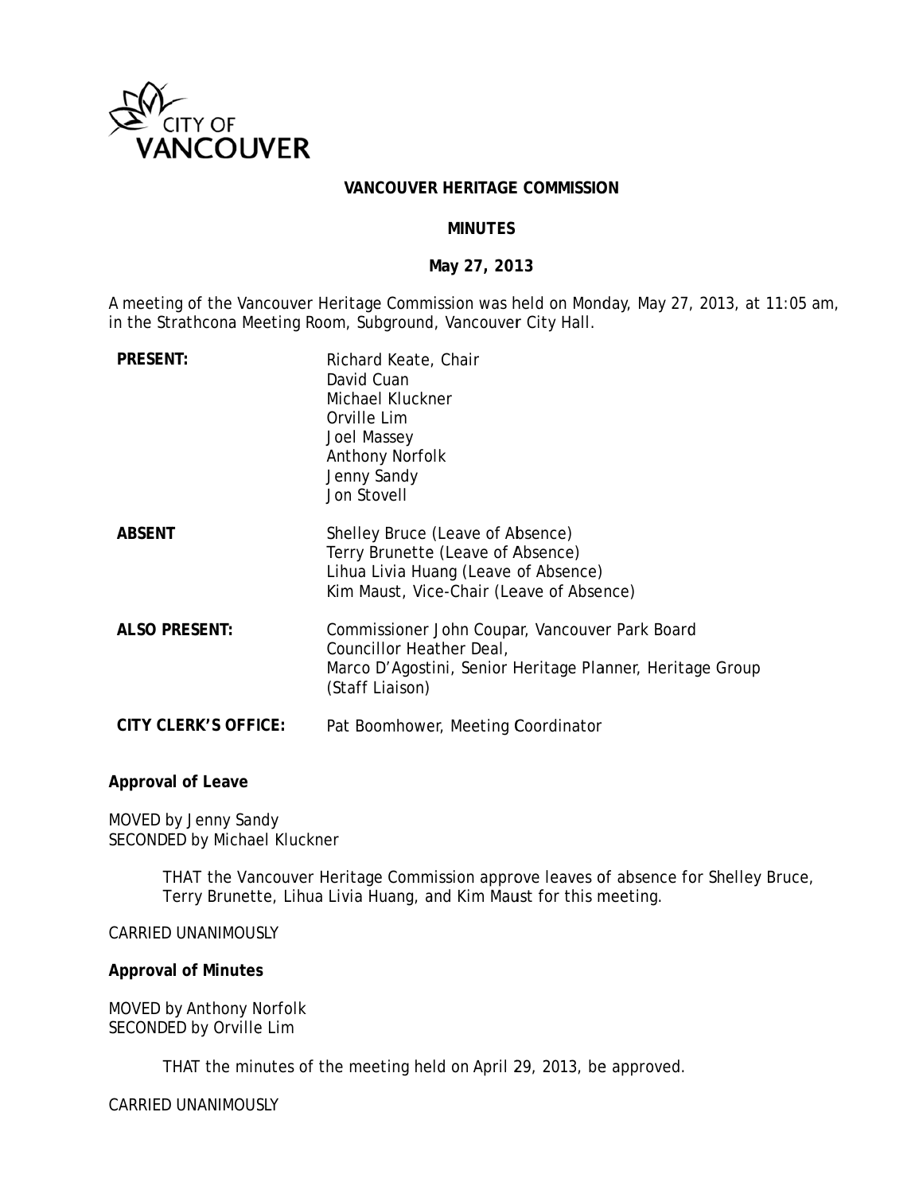# VANCOUVER HERITAGE COMMISSION

## MINUTES

### May 27, 2013

A meeting of the Vancouver Heritage Commission was held on Monday, May 27, 2013, at 11:05 am, in the Strathcona Meeting Room, Subground, Vancouver City Hall.

**PRESENT:**
Richard Keate, Chair
David Cuan
Michael Kluckner
Orville Lim
Joel Massey
Anthony Norfolk
Jenny Sandy
Jon Stovell

**ABSENT**
Shelley Bruce (Leave of Absence)
Terry Brunette (Leave of Absence)
Lihua Livia Huang (Leave of Absence)
Kim Maust, Vice-Chair (Leave of Absence)

**ALSO PRESENT:**
Commissioner John Coupar, Vancouver Park Board
Councillor Heather Deal,
Marco D'Agostini, Senior Heritage Planner, Heritage Group (Staff Liaison)

**CITY CLERK'S OFFICE:**
Pat Boomhower, Meeting Coordinator

**Approval of Leave**

MOVED by Jenny Sandy
SECONDED by Michael Kluckner

> THAT the Vancouver Heritage Commission approve leaves of absence for Shelley Bruce, Terry Brunette, Lihua Livia Huang, and Kim Maust for this meeting.

CARRIED UNANIMOUSLY

**Approval of Minutes**

MOVED by Anthony Norfolk
SECONDED by Orville Lim

> THAT the minutes of the meeting held on April 29, 2013, be approved.

CARRIED UNANIMOUSLY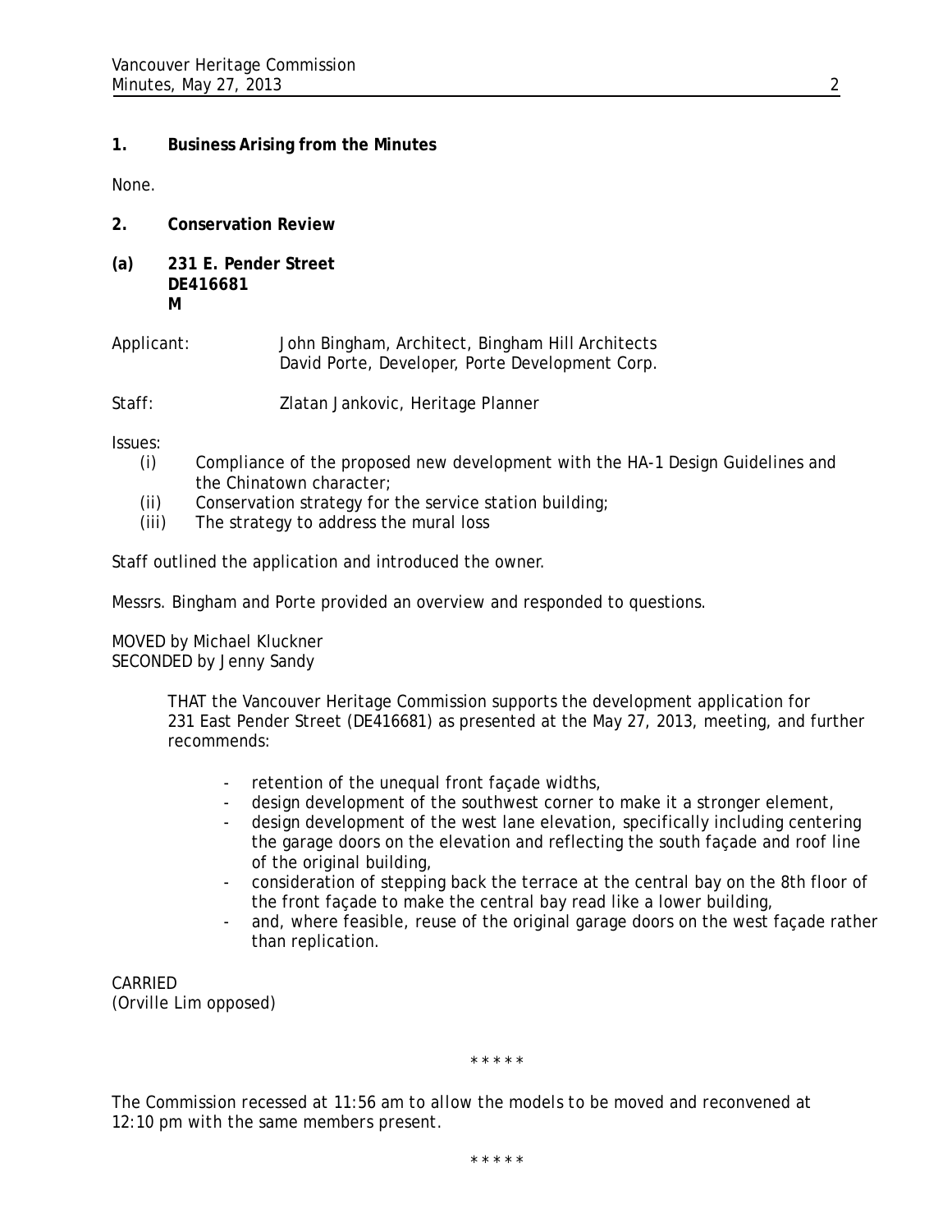## 1. Business Arising from the Minutes

None.

## 2. Conservation Review

### (a) 231 E. Pender Street
**DE416681**
**M**

Applicant: John Bingham, Architect, Bingham Hill Architects
David Porte, Developer, Porte Development Corp.

Staff: Zlatan Jankovic, Heritage Planner

Issues:

- (i) Compliance of the proposed new development with the HA-1 Design Guidelines and the Chinatown character;
- (ii) Conservation strategy for the service station building;
- (iii) The strategy to address the mural loss

Staff outlined the application and introduced the owner.

Messrs. Bingham and Porte provided an overview and responded to questions.

MOVED by Michael Kluckner
SECONDED by Jenny Sandy

> THAT the Vancouver Heritage Commission supports the development application for 231 East Pender Street (DE416681) as presented at the May 27, 2013, meeting, and further recommends:
>
> - retention of the unequal front façade widths,
> - design development of the southwest corner to make it a stronger element,
> - design development of the west lane elevation, specifically including centering the garage doors on the elevation and reflecting the south façade and roof line of the original building,
> - consideration of stepping back the terrace at the central bay on the 8th floor of the front façade to make the central bay read like a lower building,
> - and, where feasible, reuse of the original garage doors on the west façade rather than replication.

CARRIED
(Orville Lim opposed)

\* \* \* \* \*

*The Commission recessed at 11:56 am to allow the models to be moved and reconvened at 12:10 pm with the same members present.*

\* \* \* \* \*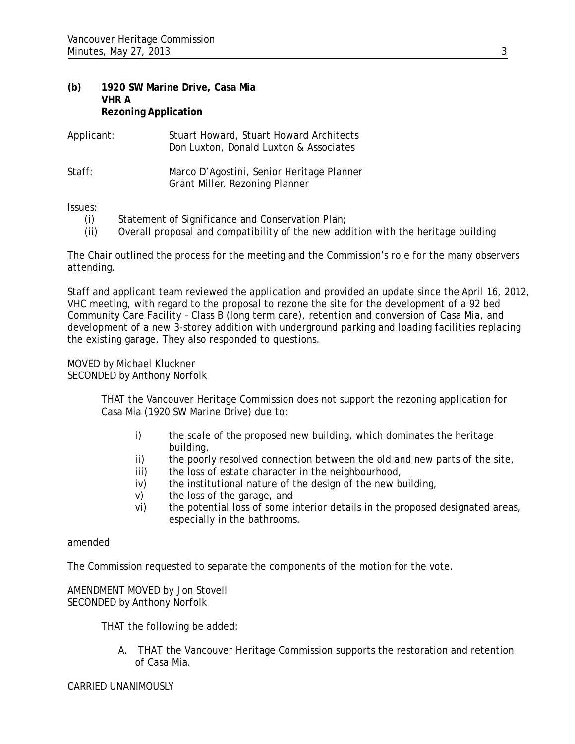**(b) 1920 SW Marine Drive, Casa Mia**
**VHR A**
**Rezoning Application**

Applicant: Stuart Howard, Stuart Howard Architects
Don Luxton, Donald Luxton & Associates

Staff: Marco D'Agostini, Senior Heritage Planner
Grant Miller, Rezoning Planner

Issues:

(i) Statement of Significance and Conservation Plan;
(ii) Overall proposal and compatibility of the new addition with the heritage building

The Chair outlined the process for the meeting and the Commission's role for the many observers attending.

Staff and applicant team reviewed the application and provided an update since the April 16, 2012, VHC meeting, with regard to the proposal to rezone the site for the development of a 92 bed Community Care Facility – Class B (long term care), retention and conversion of Casa Mia, and development of a new 3-storey addition with underground parking and loading facilities replacing the existing garage. They also responded to questions.

MOVED by Michael Kluckner
SECONDED by Anthony Norfolk

> THAT the Vancouver Heritage Commission does not support the rezoning application for Casa Mia (1920 SW Marine Drive) due to:
>
> i) the scale of the proposed new building, which dominates the heritage building,
> ii) the poorly resolved connection between the old and new parts of the site,
> iii) the loss of estate character in the neighbourhood,
> iv) the institutional nature of the design of the new building,
> v) the loss of the garage, and
> vi) the potential loss of some interior details in the proposed designated areas, especially in the bathrooms.

amended

The Commission requested to separate the components of the motion for the vote.

AMENDMENT MOVED by Jon Stovell
SECONDED by Anthony Norfolk

> THAT the following be added:
>
> A. THAT the Vancouver Heritage Commission supports the restoration and retention of Casa Mia.

CARRIED UNANIMOUSLY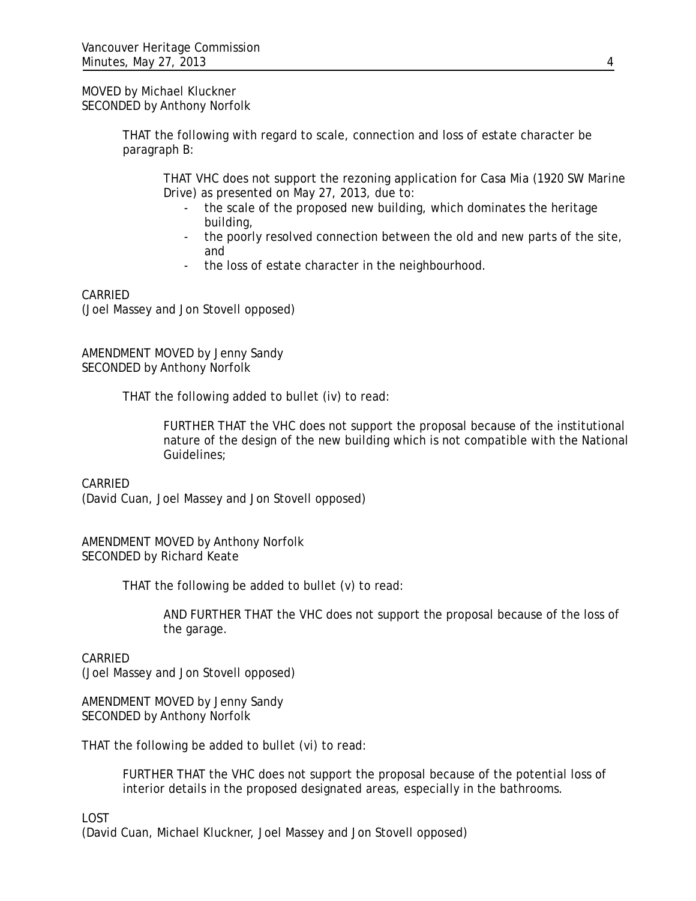MOVED by Michael Kluckner
SECONDED by Anthony Norfolk

> THAT the following with regard to scale, connection and loss of estate character be paragraph B:
>
> > THAT VHC does not support the rezoning application for Casa Mia (1920 SW Marine Drive) as presented on May 27, 2013, due to:
> > - the scale of the proposed new building, which dominates the heritage building,
> > - the poorly resolved connection between the old and new parts of the site, and
> > - the loss of estate character in the neighbourhood.

CARRIED
(Joel Massey and Jon Stovell opposed)

AMENDMENT MOVED by Jenny Sandy
SECONDED by Anthony Norfolk

> THAT the following added to bullet (iv) to read:
>
> > FURTHER THAT the VHC does not support the proposal because of the institutional nature of the design of the new building which is not compatible with the National Guidelines;

CARRIED
(David Cuan, Joel Massey and Jon Stovell opposed)

AMENDMENT MOVED by Anthony Norfolk
SECONDED by Richard Keate

> THAT the following be added to bullet (v) to read:
>
> > AND FURTHER THAT the VHC does not support the proposal because of the loss of the garage.

CARRIED
(Joel Massey and Jon Stovell opposed)

AMENDMENT MOVED by Jenny Sandy
SECONDED by Anthony Norfolk

THAT the following be added to bullet (vi) to read:

> FURTHER THAT the VHC does not support the proposal because of the potential loss of interior details in the proposed designated areas, especially in the bathrooms.

LOST
(David Cuan, Michael Kluckner, Joel Massey and Jon Stovell opposed)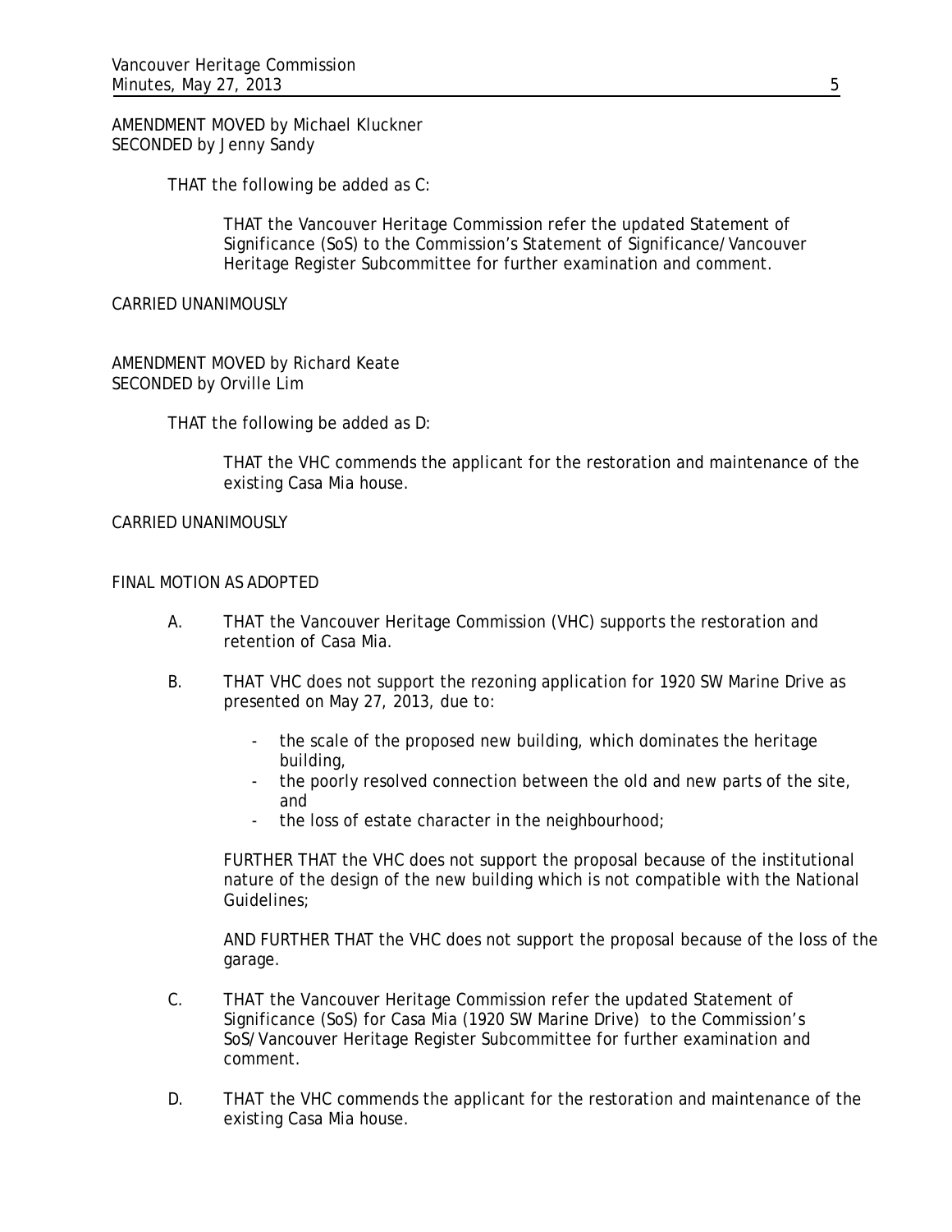AMENDMENT MOVED by Michael Kluckner
SECONDED by Jenny Sandy

> THAT the following be added as C:
>
> > THAT the Vancouver Heritage Commission refer the updated Statement of Significance (SoS) to the Commission's Statement of Significance/Vancouver Heritage Register Subcommittee for further examination and comment.

CARRIED UNANIMOUSLY

AMENDMENT MOVED by Richard Keate
SECONDED by Orville Lim

> THAT the following be added as D:
>
> > THAT the VHC commends the applicant for the restoration and maintenance of the existing Casa Mia house.

CARRIED UNANIMOUSLY

FINAL MOTION AS ADOPTED

A. THAT the Vancouver Heritage Commission (VHC) supports the restoration and retention of Casa Mia.

B. THAT VHC does not support the rezoning application for 1920 SW Marine Drive as presented on May 27, 2013, due to:

   - the scale of the proposed new building, which dominates the heritage building,
   - the poorly resolved connection between the old and new parts of the site, and
   - the loss of estate character in the neighbourhood;

   FURTHER THAT the VHC does not support the proposal because of the institutional nature of the design of the new building which is not compatible with the National Guidelines;

   AND FURTHER THAT the VHC does not support the proposal because of the loss of the garage.

C. THAT the Vancouver Heritage Commission refer the updated Statement of Significance (SoS) for Casa Mia (1920 SW Marine Drive) to the Commission's SoS/Vancouver Heritage Register Subcommittee for further examination and comment.

D. THAT the VHC commends the applicant for the restoration and maintenance of the existing Casa Mia house.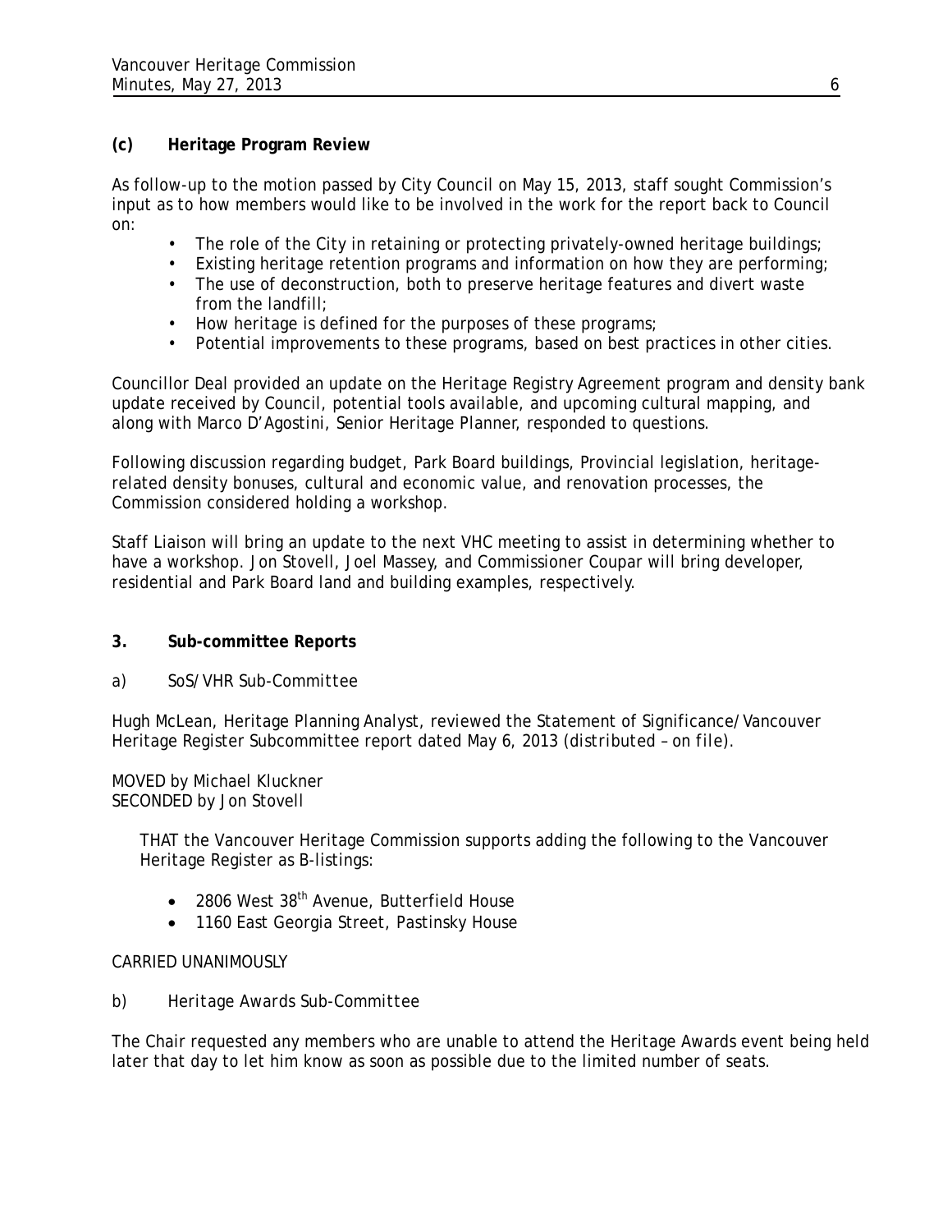**(c) Heritage Program Review**

As follow-up to the motion passed by City Council on May 15, 2013, staff sought Commission's input as to how members would like to be involved in the work for the report back to Council on:

- The role of the City in retaining or protecting privately-owned heritage buildings;
- Existing heritage retention programs and information on how they are performing;
- The use of deconstruction, both to preserve heritage features and divert waste from the landfill;
- How heritage is defined for the purposes of these programs;
- Potential improvements to these programs, based on best practices in other cities.

Councillor Deal provided an update on the Heritage Registry Agreement program and density bank update received by Council, potential tools available, and upcoming cultural mapping, and along with Marco D'Agostini, Senior Heritage Planner, responded to questions.

Following discussion regarding budget, Park Board buildings, Provincial legislation, heritage-related density bonuses, cultural and economic value, and renovation processes, the Commission considered holding a workshop.

Staff Liaison will bring an update to the next VHC meeting to assist in determining whether to have a workshop. Jon Stovell, Joel Massey, and Commissioner Coupar will bring developer, residential and Park Board land and building examples, respectively.

**3. Sub-committee Reports**

a) SoS/VHR Sub-Committee

Hugh McLean, Heritage Planning Analyst, reviewed the Statement of Significance/Vancouver Heritage Register Subcommittee report dated May 6, 2013 (*distributed – on file*).

MOVED by Michael Kluckner
SECONDED by Jon Stovell

> THAT the Vancouver Heritage Commission supports adding the following to the Vancouver Heritage Register as B-listings:
>
> - 2806 West 38th Avenue, Butterfield House
> - 1160 East Georgia Street, Pastinsky House

CARRIED UNANIMOUSLY

b) Heritage Awards Sub-Committee

The Chair requested any members who are unable to attend the Heritage Awards event being held later that day to let him know as soon as possible due to the limited number of seats.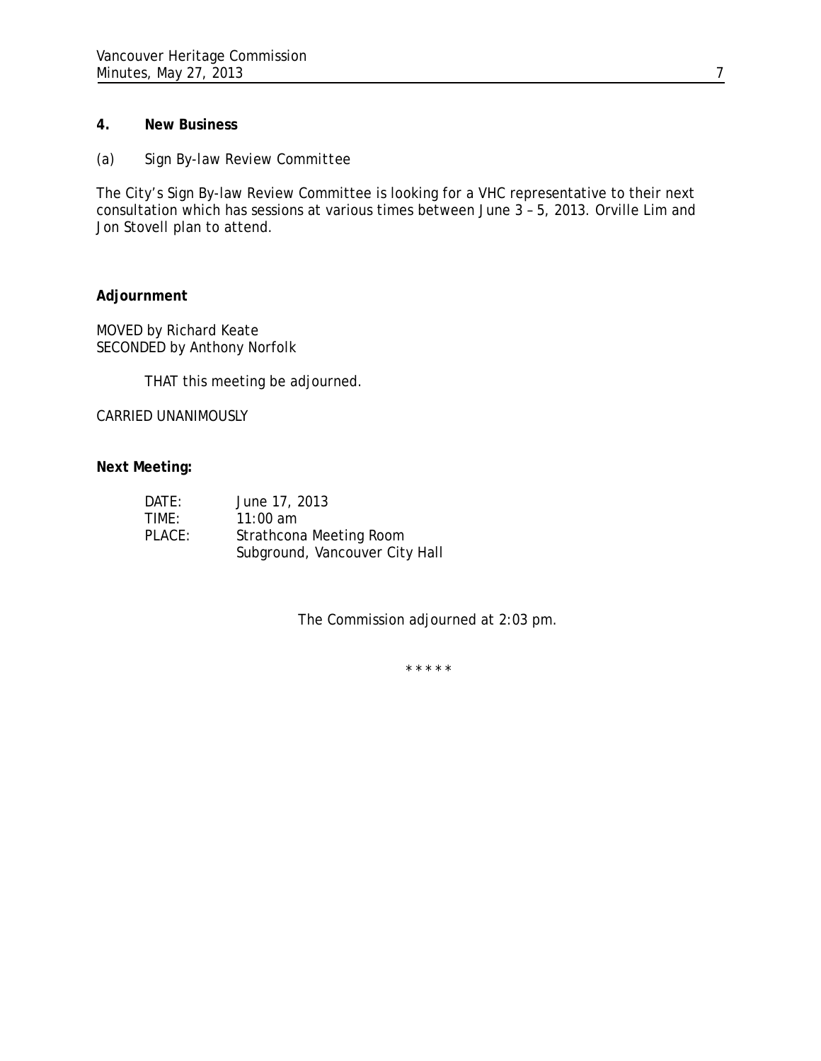**4. New Business**

(a) *Sign By-law Review Committee*

The City's Sign By-law Review Committee is looking for a VHC representative to their next consultation which has sessions at various times between June 3 – 5, 2013. Orville Lim and Jon Stovell plan to attend.

**Adjournment**

MOVED by Richard Keate
SECONDED by Anthony Norfolk

THAT this meeting be adjourned.

CARRIED UNANIMOUSLY

**Next Meeting:**

| | |
|---|---|
| DATE: | June 17, 2013 |
| TIME: | 11:00 am |
| PLACE: | Strathcona Meeting Room<br>Subground, Vancouver City Hall |

The Commission adjourned at 2:03 pm.

\* \* \* \* \*